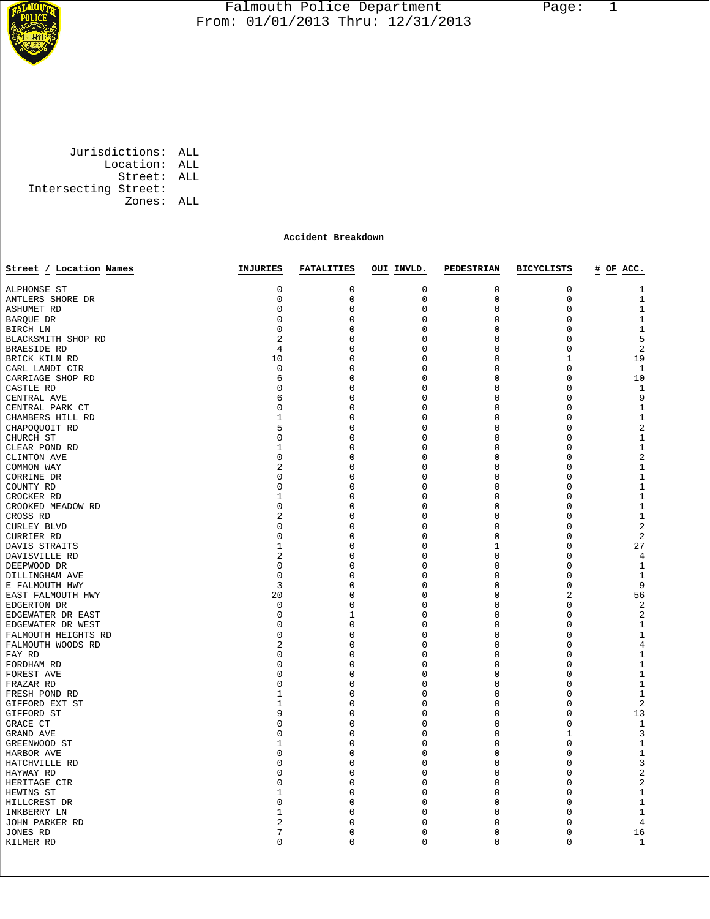# Falmouth Police Department

From: 01/01/2013 Thru: 12/31/2013

Jurisdictions: ALL
Location: ALL
Street: ALL
Intersecting Street:
Zones: ALL

## Accident Breakdown

| Street / Location Names | INJURIES | FATALITIES | OUI INVLD. | PEDESTRIAN | BICYCLISTS | # OF ACC. |
|---|---|---|---|---|---|---|
| ALPHONSE ST | 0 | 0 | 0 | 0 | 0 | 1 |
| ANTLERS SHORE DR | 0 | 0 | 0 | 0 | 0 | 1 |
| ASHUMET RD | 0 | 0 | 0 | 0 | 0 | 1 |
| BARQUE DR | 0 | 0 | 0 | 0 | 0 | 1 |
| BIRCH LN | 0 | 0 | 0 | 0 | 0 | 1 |
| BLACKSMITH SHOP RD | 2 | 0 | 0 | 0 | 0 | 5 |
| BRAESIDE RD | 4 | 0 | 0 | 0 | 0 | 2 |
| BRICK KILN RD | 10 | 0 | 0 | 0 | 1 | 19 |
| CARL LANDI CIR | 0 | 0 | 0 | 0 | 0 | 1 |
| CARRIAGE SHOP RD | 6 | 0 | 0 | 0 | 0 | 10 |
| CASTLE RD | 0 | 0 | 0 | 0 | 0 | 1 |
| CENTRAL AVE | 6 | 0 | 0 | 0 | 0 | 9 |
| CENTRAL PARK CT | 0 | 0 | 0 | 0 | 0 | 1 |
| CHAMBERS HILL RD | 1 | 0 | 0 | 0 | 0 | 1 |
| CHAPOQUOIT RD | 5 | 0 | 0 | 0 | 0 | 2 |
| CHURCH ST | 0 | 0 | 0 | 0 | 0 | 1 |
| CLEAR POND RD | 1 | 0 | 0 | 0 | 0 | 1 |
| CLINTON AVE | 0 | 0 | 0 | 0 | 0 | 2 |
| COMMON WAY | 2 | 0 | 0 | 0 | 0 | 1 |
| CORRINE DR | 0 | 0 | 0 | 0 | 0 | 1 |
| COUNTY RD | 0 | 0 | 0 | 0 | 0 | 1 |
| CROCKER RD | 1 | 0 | 0 | 0 | 0 | 1 |
| CROOKED MEADOW RD | 0 | 0 | 0 | 0 | 0 | 1 |
| CROSS RD | 2 | 0 | 0 | 0 | 0 | 1 |
| CURLEY BLVD | 0 | 0 | 0 | 0 | 0 | 2 |
| CURRIER RD | 0 | 0 | 0 | 0 | 0 | 2 |
| DAVIS STRAITS | 1 | 0 | 0 | 1 | 0 | 27 |
| DAVISVILLE RD | 2 | 0 | 0 | 0 | 0 | 4 |
| DEEPWOOD DR | 0 | 0 | 0 | 0 | 0 | 1 |
| DILLINGHAM AVE | 0 | 0 | 0 | 0 | 0 | 1 |
| E FALMOUTH HWY | 3 | 0 | 0 | 0 | 0 | 9 |
| EAST FALMOUTH HWY | 20 | 0 | 0 | 0 | 2 | 56 |
| EDGERTON DR | 0 | 0 | 0 | 0 | 0 | 2 |
| EDGEWATER DR EAST | 0 | 1 | 0 | 0 | 0 | 2 |
| EDGEWATER DR WEST | 0 | 0 | 0 | 0 | 0 | 1 |
| FALMOUTH HEIGHTS RD | 0 | 0 | 0 | 0 | 0 | 1 |
| FALMOUTH WOODS RD | 2 | 0 | 0 | 0 | 0 | 4 |
| FAY RD | 0 | 0 | 0 | 0 | 0 | 1 |
| FORDHAM RD | 0 | 0 | 0 | 0 | 0 | 1 |
| FOREST AVE | 0 | 0 | 0 | 0 | 0 | 1 |
| FRAZAR RD | 0 | 0 | 0 | 0 | 0 | 1 |
| FRESH POND RD | 1 | 0 | 0 | 0 | 0 | 1 |
| GIFFORD EXT ST | 1 | 0 | 0 | 0 | 0 | 2 |
| GIFFORD ST | 9 | 0 | 0 | 0 | 0 | 13 |
| GRACE CT | 0 | 0 | 0 | 0 | 0 | 1 |
| GRAND AVE | 0 | 0 | 0 | 0 | 1 | 3 |
| GREENWOOD ST | 1 | 0 | 0 | 0 | 0 | 1 |
| HARBOR AVE | 0 | 0 | 0 | 0 | 0 | 1 |
| HATCHVILLE RD | 0 | 0 | 0 | 0 | 0 | 3 |
| HAYWAY RD | 0 | 0 | 0 | 0 | 0 | 2 |
| HERITAGE CIR | 0 | 0 | 0 | 0 | 0 | 2 |
| HEWINS ST | 1 | 0 | 0 | 0 | 0 | 1 |
| HILLCREST DR | 0 | 0 | 0 | 0 | 0 | 1 |
| INKBERRY LN | 1 | 0 | 0 | 0 | 0 | 1 |
| JOHN PARKER RD | 2 | 0 | 0 | 0 | 0 | 4 |
| JONES RD | 7 | 0 | 0 | 0 | 0 | 16 |
| KILMER RD | 0 | 0 | 0 | 0 | 0 | 1 |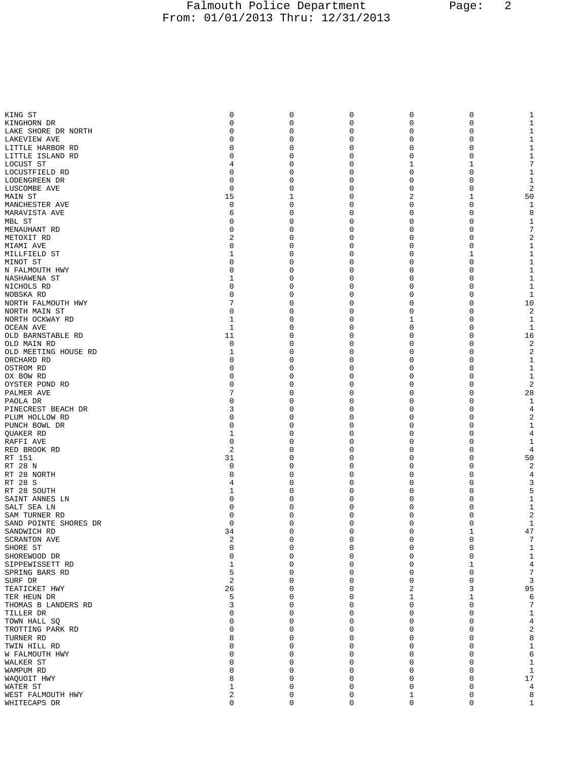| | | | | | | |
|---|---|---|---|---|---|---|
| KING ST | 0 | 0 | 0 | 0 | 0 | 1 |
| KINGHORN DR | 0 | 0 | 0 | 0 | 0 | 1 |
| LAKE SHORE DR NORTH | 0 | 0 | 0 | 0 | 0 | 1 |
| LAKEVIEW AVE | 0 | 0 | 0 | 0 | 0 | 1 |
| LITTLE HARBOR RD | 0 | 0 | 0 | 0 | 0 | 1 |
| LITTLE ISLAND RD | 0 | 0 | 0 | 0 | 0 | 1 |
| LOCUST ST | 4 | 0 | 0 | 1 | 1 | 7 |
| LOCUSTFIELD RD | 0 | 0 | 0 | 0 | 0 | 1 |
| LODENGREEN DR | 0 | 0 | 0 | 0 | 0 | 1 |
| LUSCOMBE AVE | 0 | 0 | 0 | 0 | 0 | 2 |
| MAIN ST | 15 | 1 | 0 | 2 | 1 | 50 |
| MANCHESTER AVE | 0 | 0 | 0 | 0 | 0 | 1 |
| MARAVISTA AVE | 6 | 0 | 0 | 0 | 0 | 8 |
| MBL ST | 0 | 0 | 0 | 0 | 0 | 1 |
| MENAUHANT RD | 0 | 0 | 0 | 0 | 0 | 7 |
| METOXIT RD | 2 | 0 | 0 | 0 | 0 | 2 |
| MIAMI AVE | 0 | 0 | 0 | 0 | 0 | 1 |
| MILLFIELD ST | 1 | 0 | 0 | 0 | 1 | 1 |
| MINOT ST | 0 | 0 | 0 | 0 | 0 | 1 |
| N FALMOUTH HWY | 0 | 0 | 0 | 0 | 0 | 1 |
| NASHAWENA ST | 1 | 0 | 0 | 0 | 0 | 1 |
| NICHOLS RD | 0 | 0 | 0 | 0 | 0 | 1 |
| NOBSKA RD | 0 | 0 | 0 | 0 | 0 | 1 |
| NORTH FALMOUTH HWY | 7 | 0 | 0 | 0 | 0 | 10 |
| NORTH MAIN ST | 0 | 0 | 0 | 0 | 0 | 2 |
| NORTH OCKWAY RD | 1 | 0 | 0 | 1 | 0 | 1 |
| OCEAN AVE | 1 | 0 | 0 | 0 | 0 | 1 |
| OLD BARNSTABLE RD | 11 | 0 | 0 | 0 | 0 | 16 |
| OLD MAIN RD | 0 | 0 | 0 | 0 | 0 | 2 |
| OLD MEETING HOUSE RD | 1 | 0 | 0 | 0 | 0 | 2 |
| ORCHARD RD | 0 | 0 | 0 | 0 | 0 | 1 |
| OSTROM RD | 0 | 0 | 0 | 0 | 0 | 1 |
| OX BOW RD | 0 | 0 | 0 | 0 | 0 | 1 |
| OYSTER POND RD | 0 | 0 | 0 | 0 | 0 | 2 |
| PALMER AVE | 7 | 0 | 0 | 0 | 0 | 28 |
| PAOLA DR | 0 | 0 | 0 | 0 | 0 | 1 |
| PINECREST BEACH DR | 3 | 0 | 0 | 0 | 0 | 4 |
| PLUM HOLLOW RD | 0 | 0 | 0 | 0 | 0 | 2 |
| PUNCH BOWL DR | 0 | 0 | 0 | 0 | 0 | 1 |
| QUAKER RD | 1 | 0 | 0 | 0 | 0 | 4 |
| RAFFI AVE | 0 | 0 | 0 | 0 | 0 | 1 |
| RED BROOK RD | 2 | 0 | 0 | 0 | 0 | 4 |
| RT 151 | 31 | 0 | 0 | 0 | 0 | 50 |
| RT 28 N | 0 | 0 | 0 | 0 | 0 | 2 |
| RT 28 NORTH | 0 | 0 | 0 | 0 | 0 | 4 |
| RT 28 S | 4 | 0 | 0 | 0 | 0 | 3 |
| RT 28 SOUTH | 1 | 0 | 0 | 0 | 0 | 5 |
| SAINT ANNES LN | 0 | 0 | 0 | 0 | 0 | 1 |
| SALT SEA LN | 0 | 0 | 0 | 0 | 0 | 1 |
| SAM TURNER RD | 0 | 0 | 0 | 0 | 0 | 2 |
| SAND POINTE SHORES DR | 0 | 0 | 0 | 0 | 0 | 1 |
| SANDWICH RD | 34 | 0 | 0 | 0 | 1 | 47 |
| SCRANTON AVE | 2 | 0 | 0 | 0 | 0 | 7 |
| SHORE ST | 0 | 0 | 0 | 0 | 0 | 1 |
| SHOREWOOD DR | 0 | 0 | 0 | 0 | 0 | 1 |
| SIPPEWISSETT RD | 1 | 0 | 0 | 0 | 1 | 4 |
| SPRING BARS RD | 5 | 0 | 0 | 0 | 0 | 7 |
| SURF DR | 2 | 0 | 0 | 0 | 0 | 3 |
| TEATICKET HWY | 26 | 0 | 0 | 2 | 3 | 95 |
| TER HEUN DR | 5 | 0 | 0 | 1 | 1 | 6 |
| THOMAS B LANDERS RD | 3 | 0 | 0 | 0 | 0 | 7 |
| TILLER DR | 0 | 0 | 0 | 0 | 0 | 1 |
| TOWN HALL SQ | 0 | 0 | 0 | 0 | 0 | 4 |
| TROTTING PARK RD | 0 | 0 | 0 | 0 | 0 | 2 |
| TURNER RD | 8 | 0 | 0 | 0 | 0 | 8 |
| TWIN HILL RD | 0 | 0 | 0 | 0 | 0 | 1 |
| W FALMOUTH HWY | 0 | 0 | 0 | 0 | 0 | 6 |
| WALKER ST | 0 | 0 | 0 | 0 | 0 | 1 |
| WAMPUM RD | 0 | 0 | 0 | 0 | 0 | 1 |
| WAQUOIT HWY | 8 | 0 | 0 | 0 | 0 | 17 |
| WATER ST | 1 | 0 | 0 | 0 | 0 | 4 |
| WEST FALMOUTH HWY | 2 | 0 | 0 | 1 | 0 | 8 |
| WHITECAPS DR | 0 | 0 | 0 | 0 | 0 | 1 |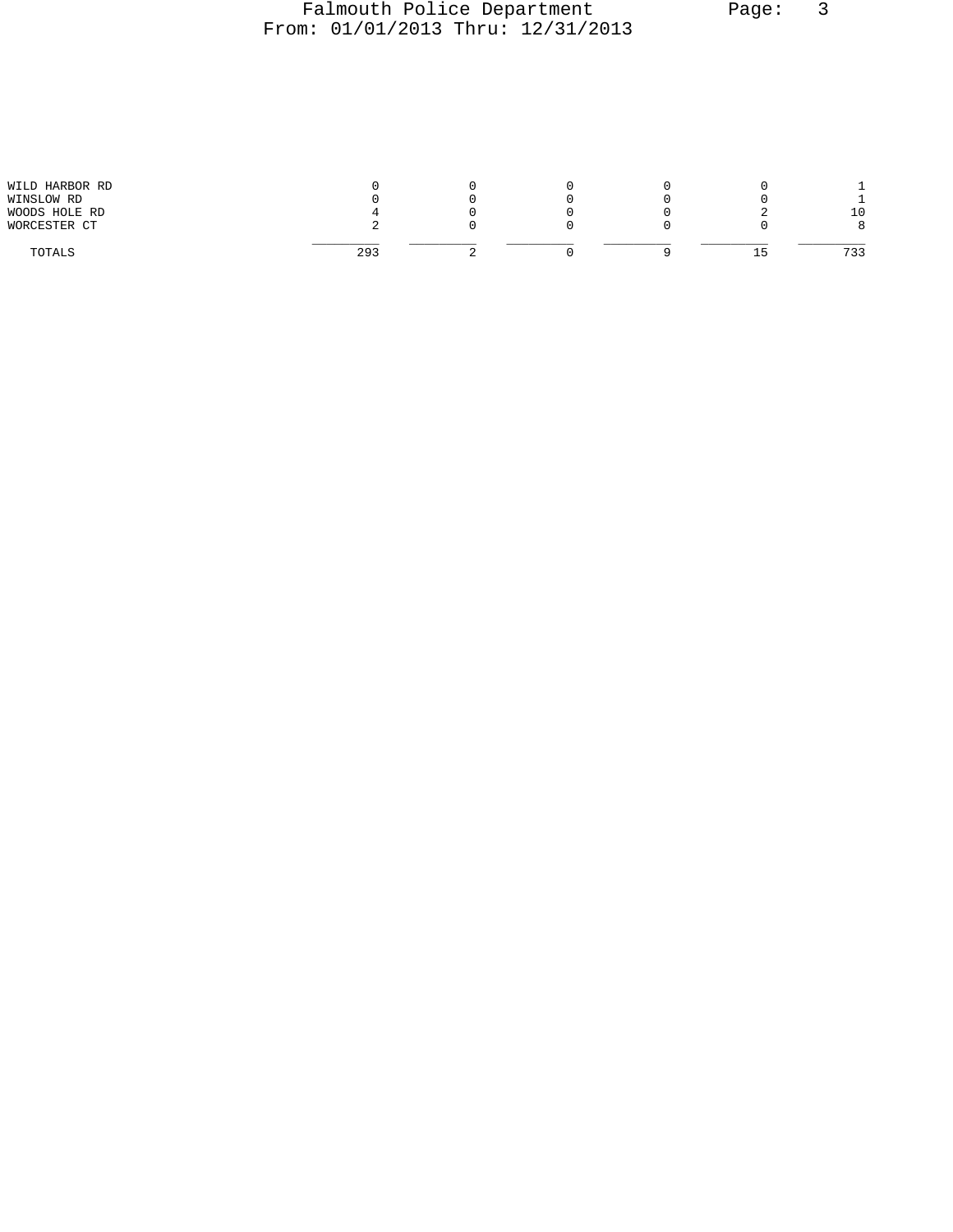Falmouth Police Department

From: 01/01/2013 Thru: 12/31/2013

| | | | | | | |
|---|---|---|---|---|---|---|
| WILD HARBOR RD | 0 | 0 | 0 | 0 | 0 | 1 |
| WINSLOW RD | 0 | 0 | 0 | 0 | 0 | 1 |
| WOODS HOLE RD | 4 | 0 | 0 | 0 | 2 | 10 |
| WORCESTER CT | 2 | 0 | 0 | 0 | 0 | 8 |
| TOTALS | 293 | 2 | 0 | 9 | 15 | 733 |